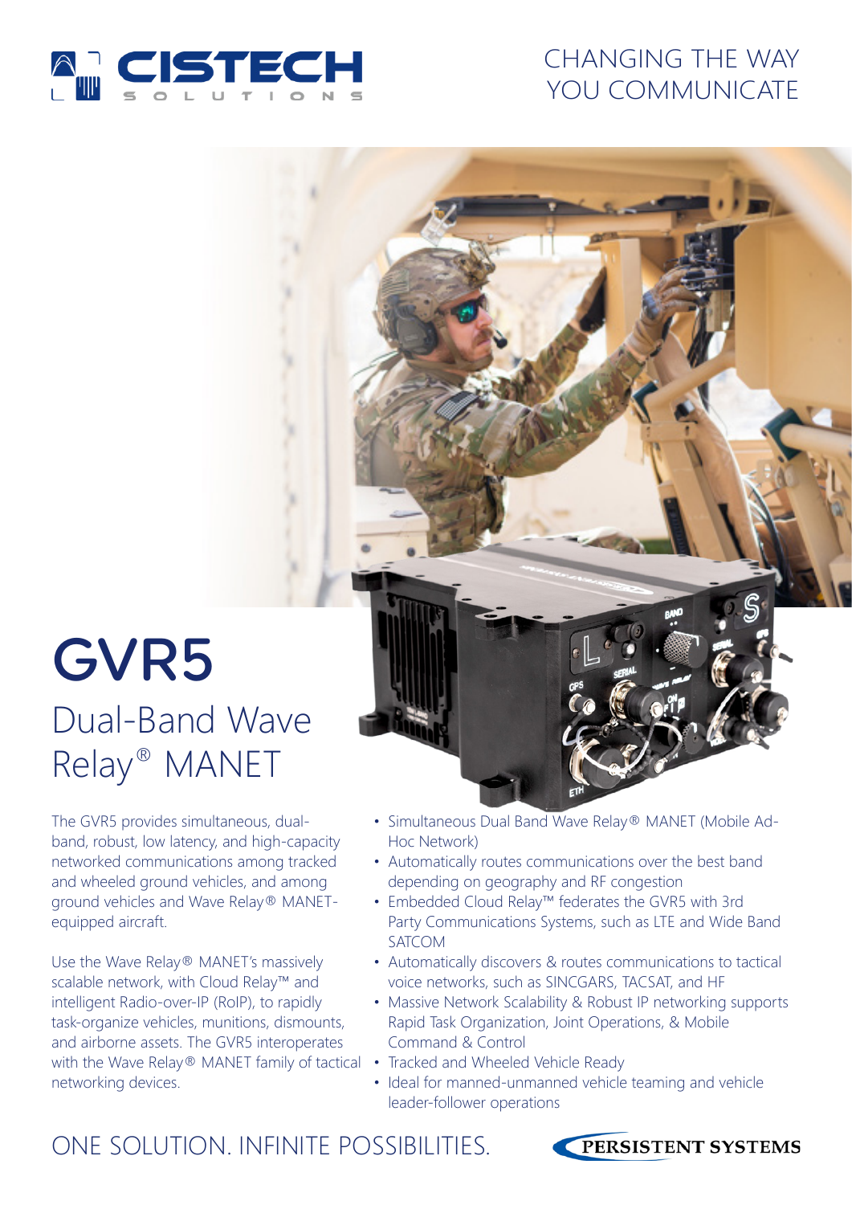CHANGING THE WAY YOU COMMUNICATE

# GVR5

## Dual-Band Wave Relay® MANET

The GVR5 provides simultaneous, dual-band, robust, low latency, and high-capacity networked communications among tracked and wheeled ground vehicles, and among ground vehicles and Wave Relay® MANET-equipped aircraft.

Use the Wave Relay® MANET's massively scalable network, with Cloud Relay™ and intelligent Radio-over-IP (RoIP), to rapidly task-organize vehicles, munitions, dismounts, and airborne assets. The GVR5 interoperates with the Wave Relay® MANET family of tactical networking devices.

- Simultaneous Dual Band Wave Relay® MANET (Mobile Ad-Hoc Network)
- Automatically routes communications over the best band depending on geography and RF congestion
- Embedded Cloud Relay™ federates the GVR5 with 3rd Party Communications Systems, such as LTE and Wide Band SATCOM
- Automatically discovers & routes communications to tactical voice networks, such as SINCGARS, TACSAT, and HF
- Massive Network Scalability & Robust IP networking supports Rapid Task Organization, Joint Operations, & Mobile Command & Control
- Tracked and Wheeled Vehicle Ready
- Ideal for manned-unmanned vehicle teaming and vehicle leader-follower operations

ONE SOLUTION. INFINITE POSSIBILITIES.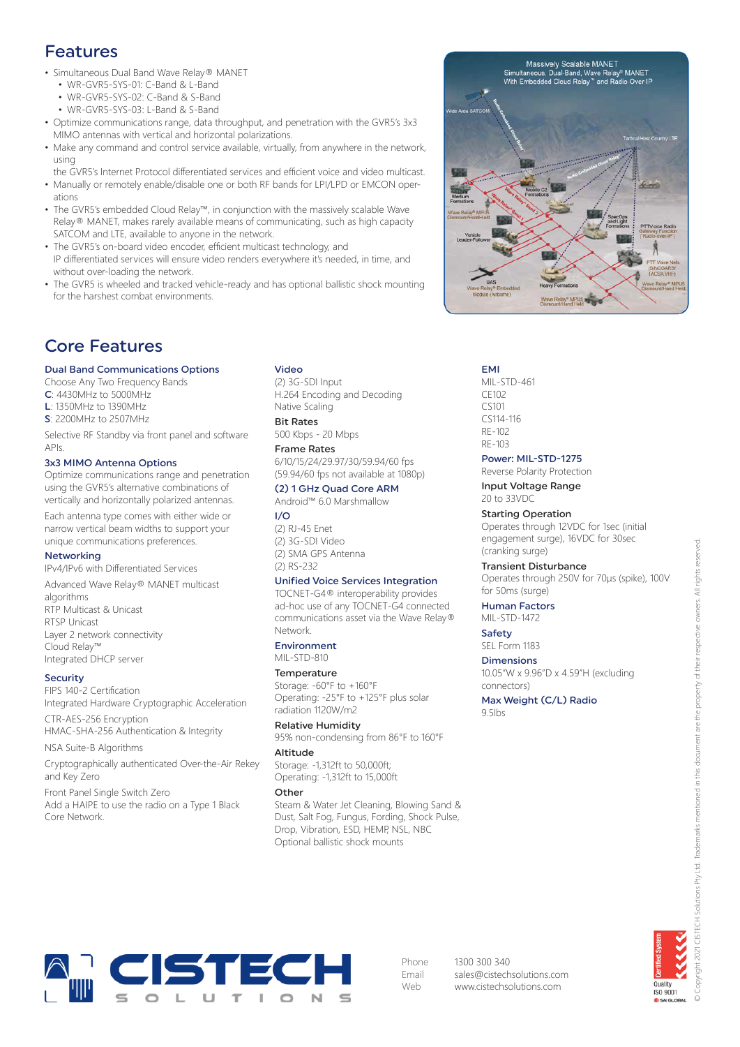## Features

- Simultaneous Dual Band Wave Relay® MANET
  - WR-GVR5-SYS-01: C-Band & L-Band
  - WR-GVR5-SYS-02: C-Band & S-Band
  - WR-GVR5-SYS-03: L-Band & S-Band
- Optimize communications range, data throughput, and penetration with the GVR5's 3x3 MIMO antennas with vertical and horizontal polarizations.
- Make any command and control service available, virtually, from anywhere in the network, using the GVR5's Internet Protocol differentiated services and efficient voice and video multicast.
- Manually or remotely enable/disable one or both RF bands for LPI/LPD or EMCON operations
- The GVR5's embedded Cloud Relay™, in conjunction with the massively scalable Wave Relay® MANET, makes rarely available means of communicating, such as high capacity SATCOM and LTE, available to anyone in the network.
- The GVR5's on-board video encoder, efficient multicast technology, and IP differentiated services will ensure video renders everywhere it's needed, in time, and without over-loading the network.
- The GVR5 is wheeled and tracked vehicle-ready and has optional ballistic shock mounting for the harshest combat environments.

Massively Scalable MANET
Simultaneous, Dual-Band, Wave Relay® MANET
With Embedded Cloud Relay™ and Radio-Over-IP

## Core Features

### Dual Band Communications Options
Choose Any Two Frequency Bands
**C**: 4430MHz to 5000MHz
**L**: 1350MHz to 1390MHz
**S**: 2200MHz to 2507MHz

Selective RF Standby via front panel and software APIs.

### 3x3 MIMO Antenna Options
Optimize communications range and penetration using the GVR5's alternative combinations of vertically and horizontally polarized antennas.

Each antenna type comes with either wide or narrow vertical beam widths to support your unique communications preferences.

### Networking
IPv4/IPv6 with Differentiated Services

Advanced Wave Relay® MANET multicast algorithms
RTP Multicast & Unicast
RTSP Unicast
Layer 2 network connectivity
Cloud Relay™
Integrated DHCP server

### Security
FIPS 140-2 Certification
Integrated Hardware Cryptographic Acceleration

CTR-AES-256 Encryption
HMAC-SHA-256 Authentication & Integrity

NSA Suite-B Algorithms

Cryptographically authenticated Over-the-Air Rekey and Key Zero

Front Panel Single Switch Zero
Add a HAIPE to use the radio on a Type 1 Black Core Network.

### Video
(2) 3G-SDI Input
H.264 Encoding and Decoding
Native Scaling

**Bit Rates**
500 Kbps - 20 Mbps

**Frame Rates**
6/10/15/24/29.97/30/59.94/60 fps
(59.94/60 fps not available at 1080p)

### (2) 1 GHz Quad Core ARM
Android™ 6.0 Marshmallow

### I/O
(2) RJ-45 Enet
(2) 3G-SDI Video
(2) SMA GPS Antenna
(2) RS-232

### Unified Voice Services Integration
TOCNET-G4® interoperability provides ad-hoc use of any TOCNET-G4 connected communications asset via the Wave Relay® Network.

### Environment
MIL-STD-810

**Temperature**
Storage: -60°F to +160°F
Operating: -25°F to +125°F plus solar radiation 1120W/m2

**Relative Humidity**
95% non-condensing from 86°F to 160°F

**Altitude**
Storage: -1,312ft to 50,000ft;
Operating: -1,312ft to 15,000ft

**Other**
Steam & Water Jet Cleaning, Blowing Sand & Dust, Salt Fog, Fungus, Fording, Shock Pulse, Drop, Vibration, ESD, HEMP, NSL, NBC
Optional ballistic shock mounts

### EMI
MIL-STD-461
CE102
CS101
CS114-116
RE-102
RE-103

### Power: MIL-STD-1275
Reverse Polarity Protection

**Input Voltage Range**
20 to 33VDC

**Starting Operation**
Operates through 12VDC for 1sec (initial engagement surge), 16VDC for 30sec (cranking surge)

**Transient Disturbance**
Operates through 250V for 70µs (spike), 100V for 50ms (surge)

### Human Factors
MIL-STD-1472

### Safety
SEL Form 1183

### Dimensions
10.05"W x 9.96"D x 4.59"H (excluding connectors)

### Max Weight (C/L) Radio
9.5lbs

CISTECH SOLUTIONS

Phone 1300 300 340
Email sales@cistechsolutions.com
Web www.cistechsolutions.com

© Copyright 2021 CISTECH Solutions Pty Ltd. Trademarks mentioned in this document are the property of their respective owners. All rights reserved.